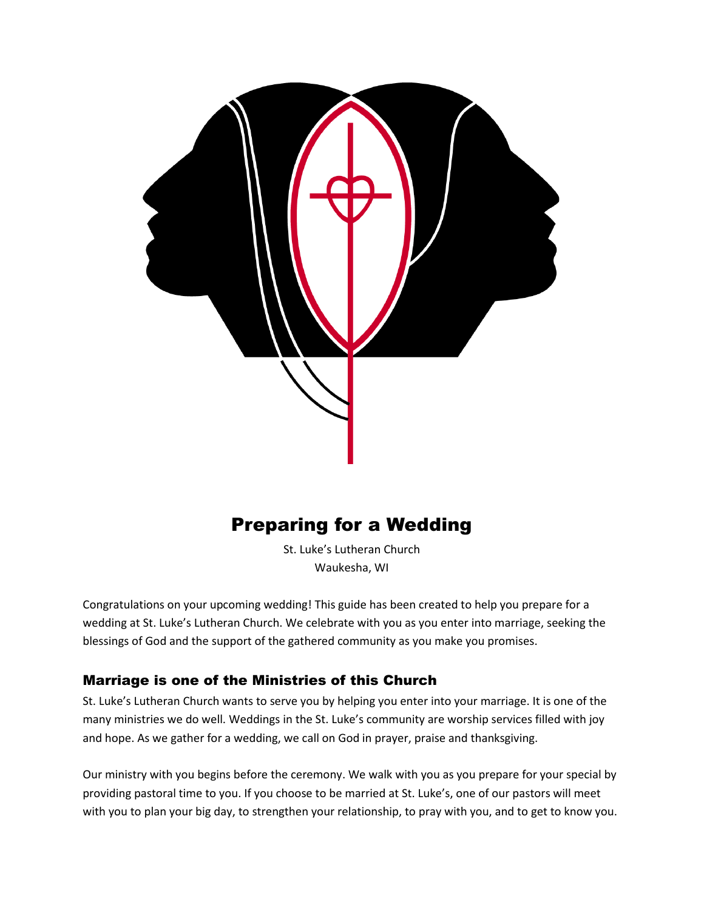# Preparing for a Wedding

St. Luke's Lutheran Church
Waukesha, WI

Congratulations on your upcoming wedding! This guide has been created to help you prepare for a wedding at St. Luke's Lutheran Church. We celebrate with you as you enter into marriage, seeking the blessings of God and the support of the gathered community as you make you promises.

## Marriage is one of the Ministries of this Church

St. Luke's Lutheran Church wants to serve you by helping you enter into your marriage. It is one of the many ministries we do well. Weddings in the St. Luke's community are worship services filled with joy and hope. As we gather for a wedding, we call on God in prayer, praise and thanksgiving.

Our ministry with you begins before the ceremony. We walk with you as you prepare for your special by providing pastoral time to you. If you choose to be married at St. Luke's, one of our pastors will meet with you to plan your big day, to strengthen your relationship, to pray with you, and to get to know you.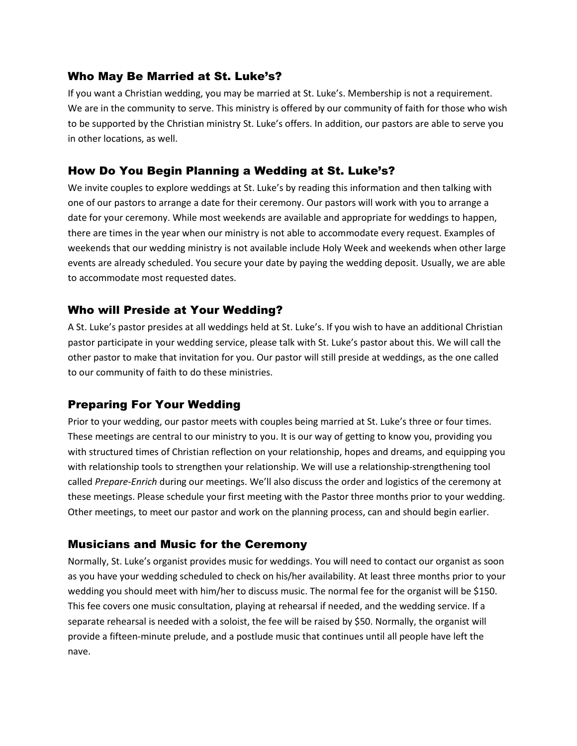## Who May Be Married at St. Luke's?

If you want a Christian wedding, you may be married at St. Luke's. Membership is not a requirement. We are in the community to serve. This ministry is offered by our community of faith for those who wish to be supported by the Christian ministry St. Luke's offers. In addition, our pastors are able to serve you in other locations, as well.

## How Do You Begin Planning a Wedding at St. Luke's?

We invite couples to explore weddings at St. Luke's by reading this information and then talking with one of our pastors to arrange a date for their ceremony. Our pastors will work with you to arrange a date for your ceremony. While most weekends are available and appropriate for weddings to happen, there are times in the year when our ministry is not able to accommodate every request. Examples of weekends that our wedding ministry is not available include Holy Week and weekends when other large events are already scheduled. You secure your date by paying the wedding deposit. Usually, we are able to accommodate most requested dates.

## Who will Preside at Your Wedding?

A St. Luke's pastor presides at all weddings held at St. Luke's. If you wish to have an additional Christian pastor participate in your wedding service, please talk with St. Luke's pastor about this. We will call the other pastor to make that invitation for you. Our pastor will still preside at weddings, as the one called to our community of faith to do these ministries.

## Preparing For Your Wedding

Prior to your wedding, our pastor meets with couples being married at St. Luke's three or four times. These meetings are central to our ministry to you. It is our way of getting to know you, providing you with structured times of Christian reflection on your relationship, hopes and dreams, and equipping you with relationship tools to strengthen your relationship. We will use a relationship-strengthening tool called *Prepare-Enrich* during our meetings. We'll also discuss the order and logistics of the ceremony at these meetings. Please schedule your first meeting with the Pastor three months prior to your wedding. Other meetings, to meet our pastor and work on the planning process, can and should begin earlier.

## Musicians and Music for the Ceremony

Normally, St. Luke's organist provides music for weddings. You will need to contact our organist as soon as you have your wedding scheduled to check on his/her availability. At least three months prior to your wedding you should meet with him/her to discuss music. The normal fee for the organist will be $150. This fee covers one music consultation, playing at rehearsal if needed, and the wedding service. If a separate rehearsal is needed with a soloist, the fee will be raised by $50. Normally, the organist will provide a fifteen-minute prelude, and a postlude music that continues until all people have left the nave.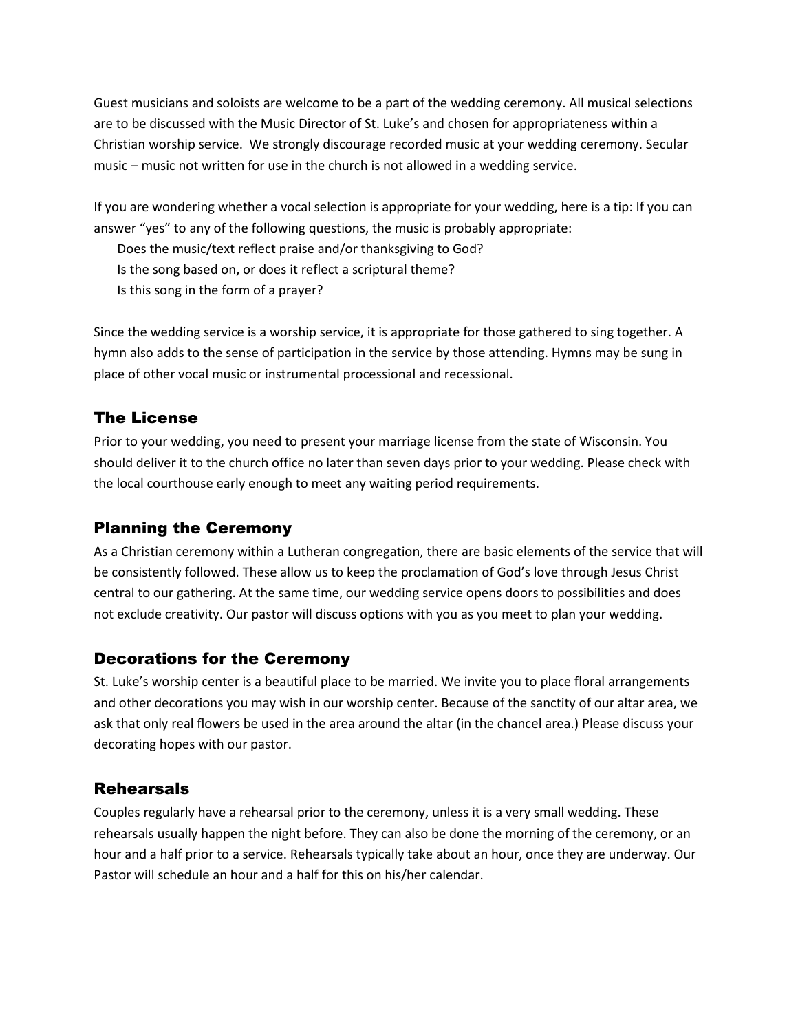Guest musicians and soloists are welcome to be a part of the wedding ceremony. All musical selections are to be discussed with the Music Director of St. Luke's and chosen for appropriateness within a Christian worship service. We strongly discourage recorded music at your wedding ceremony. Secular music – music not written for use in the church is not allowed in a wedding service.

If you are wondering whether a vocal selection is appropriate for your wedding, here is a tip: If you can answer "yes" to any of the following questions, the music is probably appropriate:

Does the music/text reflect praise and/or thanksgiving to God?
Is the song based on, or does it reflect a scriptural theme?
Is this song in the form of a prayer?

Since the wedding service is a worship service, it is appropriate for those gathered to sing together. A hymn also adds to the sense of participation in the service by those attending. Hymns may be sung in place of other vocal music or instrumental processional and recessional.

## The License

Prior to your wedding, you need to present your marriage license from the state of Wisconsin. You should deliver it to the church office no later than seven days prior to your wedding. Please check with the local courthouse early enough to meet any waiting period requirements.

## Planning the Ceremony

As a Christian ceremony within a Lutheran congregation, there are basic elements of the service that will be consistently followed. These allow us to keep the proclamation of God's love through Jesus Christ central to our gathering. At the same time, our wedding service opens doors to possibilities and does not exclude creativity. Our pastor will discuss options with you as you meet to plan your wedding.

## Decorations for the Ceremony

St. Luke's worship center is a beautiful place to be married. We invite you to place floral arrangements and other decorations you may wish in our worship center. Because of the sanctity of our altar area, we ask that only real flowers be used in the area around the altar (in the chancel area.) Please discuss your decorating hopes with our pastor.

## Rehearsals

Couples regularly have a rehearsal prior to the ceremony, unless it is a very small wedding. These rehearsals usually happen the night before. They can also be done the morning of the ceremony, or an hour and a half prior to a service. Rehearsals typically take about an hour, once they are underway. Our Pastor will schedule an hour and a half for this on his/her calendar.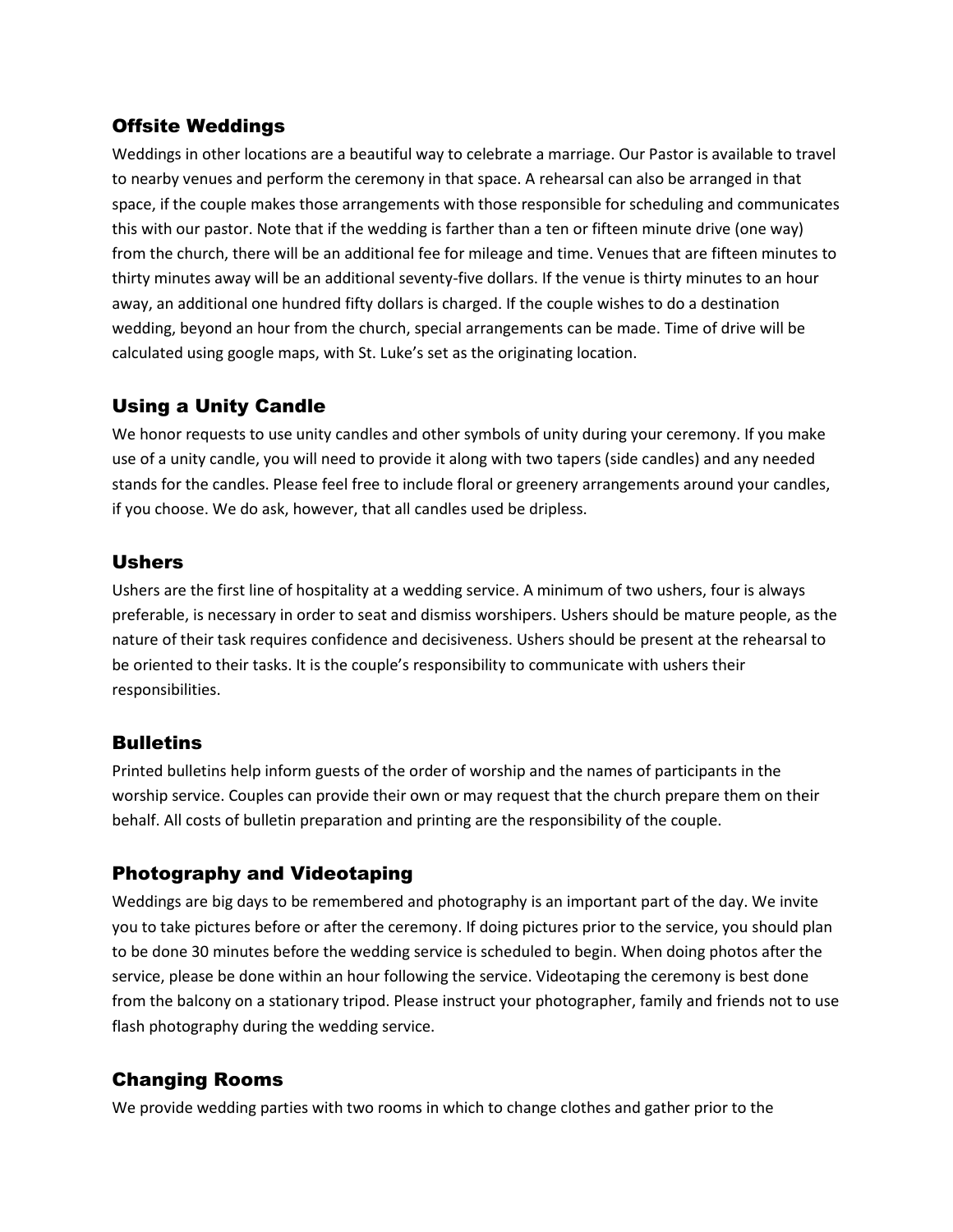## Offsite Weddings

Weddings in other locations are a beautiful way to celebrate a marriage. Our Pastor is available to travel to nearby venues and perform the ceremony in that space. A rehearsal can also be arranged in that space, if the couple makes those arrangements with those responsible for scheduling and communicates this with our pastor. Note that if the wedding is farther than a ten or fifteen minute drive (one way) from the church, there will be an additional fee for mileage and time. Venues that are fifteen minutes to thirty minutes away will be an additional seventy-five dollars. If the venue is thirty minutes to an hour away, an additional one hundred fifty dollars is charged. If the couple wishes to do a destination wedding, beyond an hour from the church, special arrangements can be made. Time of drive will be calculated using google maps, with St. Luke's set as the originating location.

## Using a Unity Candle

We honor requests to use unity candles and other symbols of unity during your ceremony. If you make use of a unity candle, you will need to provide it along with two tapers (side candles) and any needed stands for the candles. Please feel free to include floral or greenery arrangements around your candles, if you choose. We do ask, however, that all candles used be dripless.

## Ushers

Ushers are the first line of hospitality at a wedding service. A minimum of two ushers, four is always preferable, is necessary in order to seat and dismiss worshipers. Ushers should be mature people, as the nature of their task requires confidence and decisiveness. Ushers should be present at the rehearsal to be oriented to their tasks. It is the couple's responsibility to communicate with ushers their responsibilities.

## Bulletins

Printed bulletins help inform guests of the order of worship and the names of participants in the worship service. Couples can provide their own or may request that the church prepare them on their behalf. All costs of bulletin preparation and printing are the responsibility of the couple.

## Photography and Videotaping

Weddings are big days to be remembered and photography is an important part of the day. We invite you to take pictures before or after the ceremony. If doing pictures prior to the service, you should plan to be done 30 minutes before the wedding service is scheduled to begin. When doing photos after the service, please be done within an hour following the service. Videotaping the ceremony is best done from the balcony on a stationary tripod. Please instruct your photographer, family and friends not to use flash photography during the wedding service.

## Changing Rooms

We provide wedding parties with two rooms in which to change clothes and gather prior to the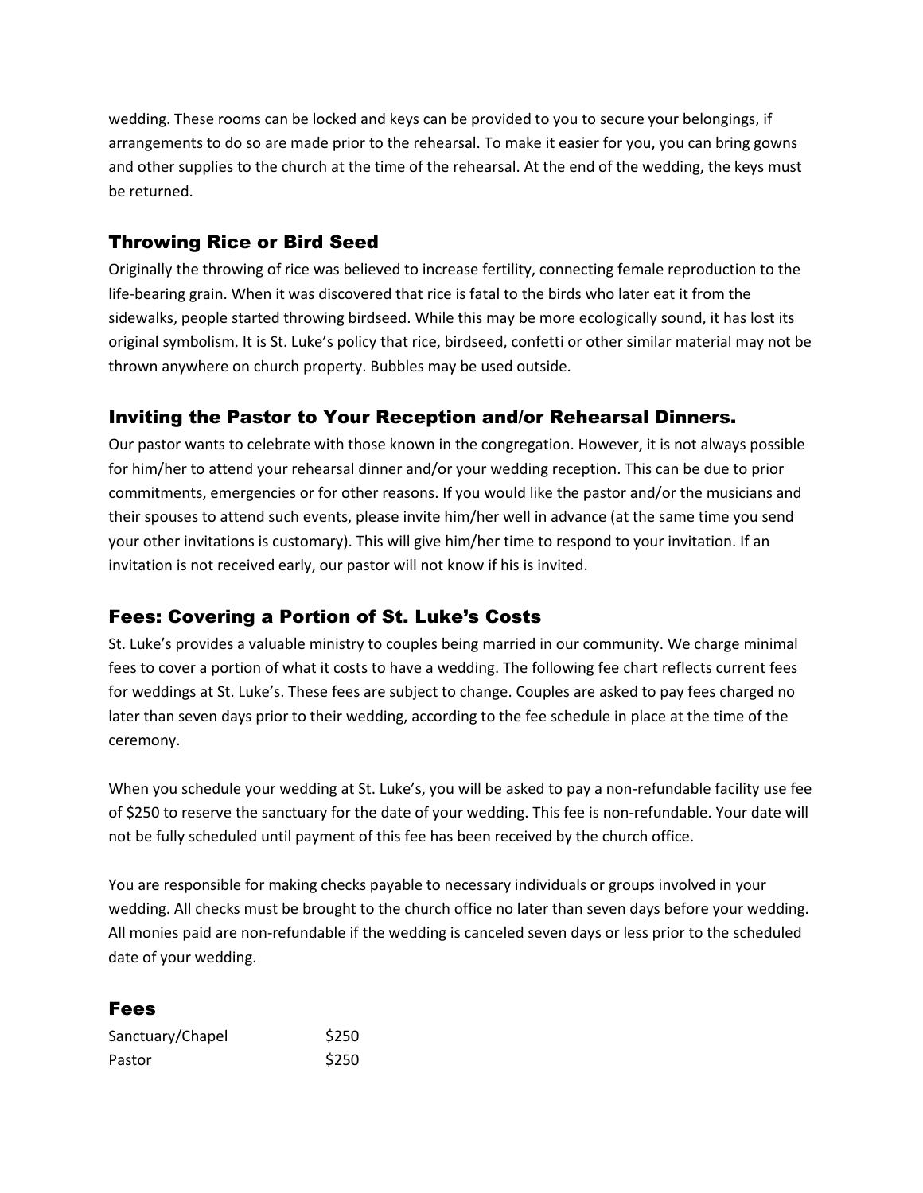wedding. These rooms can be locked and keys can be provided to you to secure your belongings, if arrangements to do so are made prior to the rehearsal. To make it easier for you, you can bring gowns and other supplies to the church at the time of the rehearsal. At the end of the wedding, the keys must be returned.

## Throwing Rice or Bird Seed

Originally the throwing of rice was believed to increase fertility, connecting female reproduction to the life-bearing grain. When it was discovered that rice is fatal to the birds who later eat it from the sidewalks, people started throwing birdseed. While this may be more ecologically sound, it has lost its original symbolism. It is St. Luke's policy that rice, birdseed, confetti or other similar material may not be thrown anywhere on church property. Bubbles may be used outside.

## Inviting the Pastor to Your Reception and/or Rehearsal Dinners.

Our pastor wants to celebrate with those known in the congregation. However, it is not always possible for him/her to attend your rehearsal dinner and/or your wedding reception. This can be due to prior commitments, emergencies or for other reasons. If you would like the pastor and/or the musicians and their spouses to attend such events, please invite him/her well in advance (at the same time you send your other invitations is customary). This will give him/her time to respond to your invitation. If an invitation is not received early, our pastor will not know if his is invited.

## Fees: Covering a Portion of St. Luke's Costs

St. Luke's provides a valuable ministry to couples being married in our community. We charge minimal fees to cover a portion of what it costs to have a wedding. The following fee chart reflects current fees for weddings at St. Luke's. These fees are subject to change. Couples are asked to pay fees charged no later than seven days prior to their wedding, according to the fee schedule in place at the time of the ceremony.

When you schedule your wedding at St. Luke's, you will be asked to pay a non-refundable facility use fee of $250 to reserve the sanctuary for the date of your wedding. This fee is non-refundable. Your date will not be fully scheduled until payment of this fee has been received by the church office.

You are responsible for making checks payable to necessary individuals or groups involved in your wedding. All checks must be brought to the church office no later than seven days before your wedding. All monies paid are non-refundable if the wedding is canceled seven days or less prior to the scheduled date of your wedding.

## Fees

| | |
|---|---|
| Sanctuary/Chapel | $250 |
| Pastor | $250 |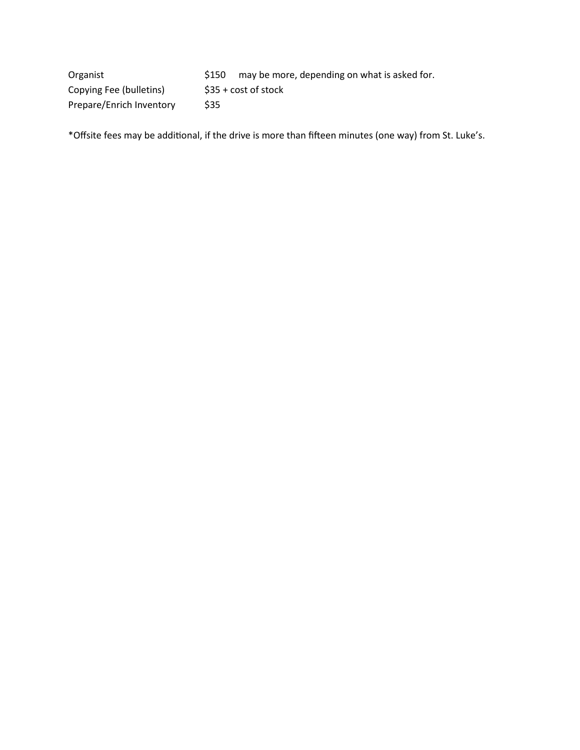| | | |
|---|---|---|
| Organist | $150 | may be more, depending on what is asked for. |
| Copying Fee (bulletins) | $35 + cost of stock | |
| Prepare/Enrich Inventory | $35 | |

*Offsite fees may be additional, if the drive is more than fifteen minutes (one way) from St. Luke's.